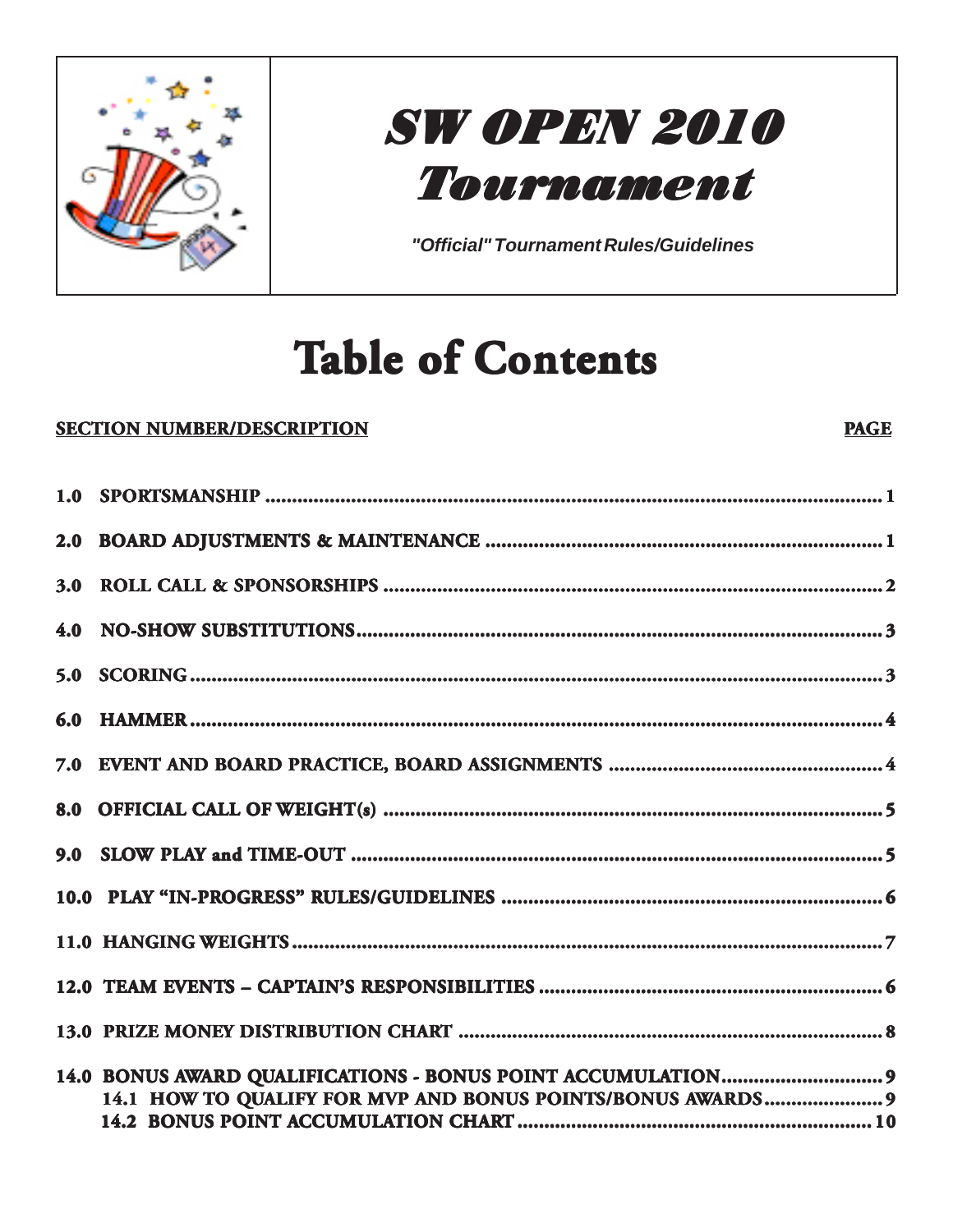# SW OPEN 2010 Tournament

*"Official" Tournament Rules/Guidelines*

# Table of Contents

| SECTION NUMBER/DESCRIPTION | PAGE |
|---|---|
| 1.0 SPORTSMANSHIP | 1 |
| 2.0 BOARD ADJUSTMENTS & MAINTENANCE | 1 |
| 3.0 ROLL CALL & SPONSORSHIPS | 2 |
| 4.0 NO-SHOW SUBSTITUTIONS | 3 |
| 5.0 SCORING | 3 |
| 6.0 HAMMER | 4 |
| 7.0 EVENT AND BOARD PRACTICE, BOARD ASSIGNMENTS | 4 |
| 8.0 OFFICIAL CALL OF WEIGHT(s) | 5 |
| 9.0 SLOW PLAY and TIME-OUT | 5 |
| 10.0 PLAY "IN-PROGRESS" RULES/GUIDELINES | 6 |
| 11.0 HANGING WEIGHTS | 7 |
| 12.0 TEAM EVENTS – CAPTAIN'S RESPONSIBILITIES | 6 |
| 13.0 PRIZE MONEY DISTRIBUTION CHART | 8 |
| 14.0 BONUS AWARD QUALIFICATIONS - BONUS POINT ACCUMULATION | 9 |
| 14.1 HOW TO QUALIFY FOR MVP AND BONUS POINTS/BONUS AWARDS | 9 |
| 14.2 BONUS POINT ACCUMULATION CHART | 10 |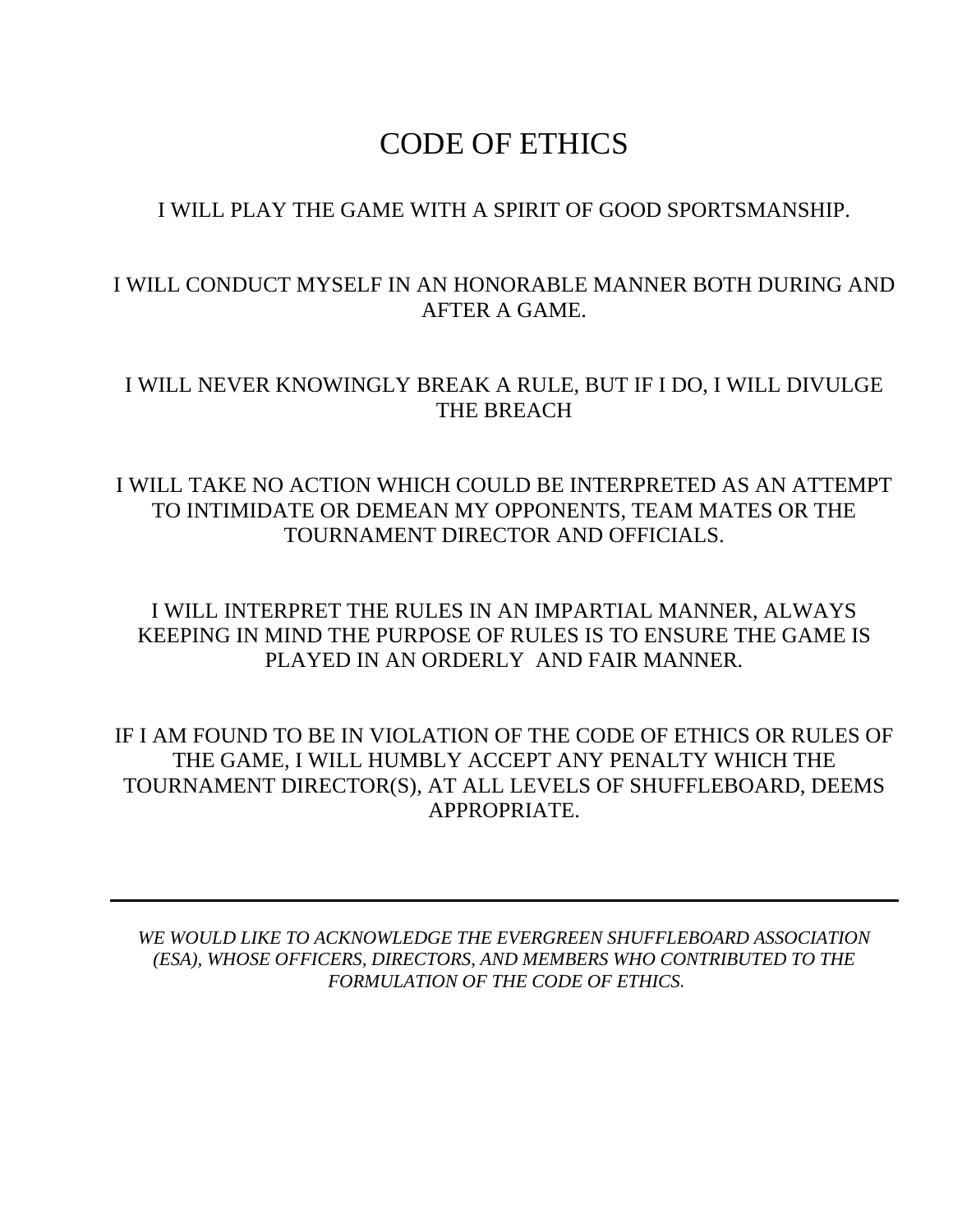# CODE OF ETHICS

I WILL PLAY THE GAME WITH A SPIRIT OF GOOD SPORTSMANSHIP.

I WILL CONDUCT MYSELF IN AN HONORABLE MANNER BOTH DURING AND AFTER A GAME.

I WILL NEVER KNOWINGLY BREAK A RULE, BUT IF I DO, I WILL DIVULGE THE BREACH

I WILL TAKE NO ACTION WHICH COULD BE INTERPRETED AS AN ATTEMPT TO INTIMIDATE OR DEMEAN MY OPPONENTS, TEAM MATES OR THE TOURNAMENT DIRECTOR AND OFFICIALS.

I WILL INTERPRET THE RULES IN AN IMPARTIAL MANNER, ALWAYS KEEPING IN MIND THE PURPOSE OF RULES IS TO ENSURE THE GAME IS PLAYED IN AN ORDERLY AND FAIR MANNER.

IF I AM FOUND TO BE IN VIOLATION OF THE CODE OF ETHICS OR RULES OF THE GAME, I WILL HUMBLY ACCEPT ANY PENALTY WHICH THE TOURNAMENT DIRECTOR(S), AT ALL LEVELS OF SHUFFLEBOARD, DEEMS APPROPRIATE.

---

*WE WOULD LIKE TO ACKNOWLEDGE THE EVERGREEN SHUFFLEBOARD ASSOCIATION (ESA), WHOSE OFFICERS, DIRECTORS, AND MEMBERS WHO CONTRIBUTED TO THE FORMULATION OF THE CODE OF ETHICS.*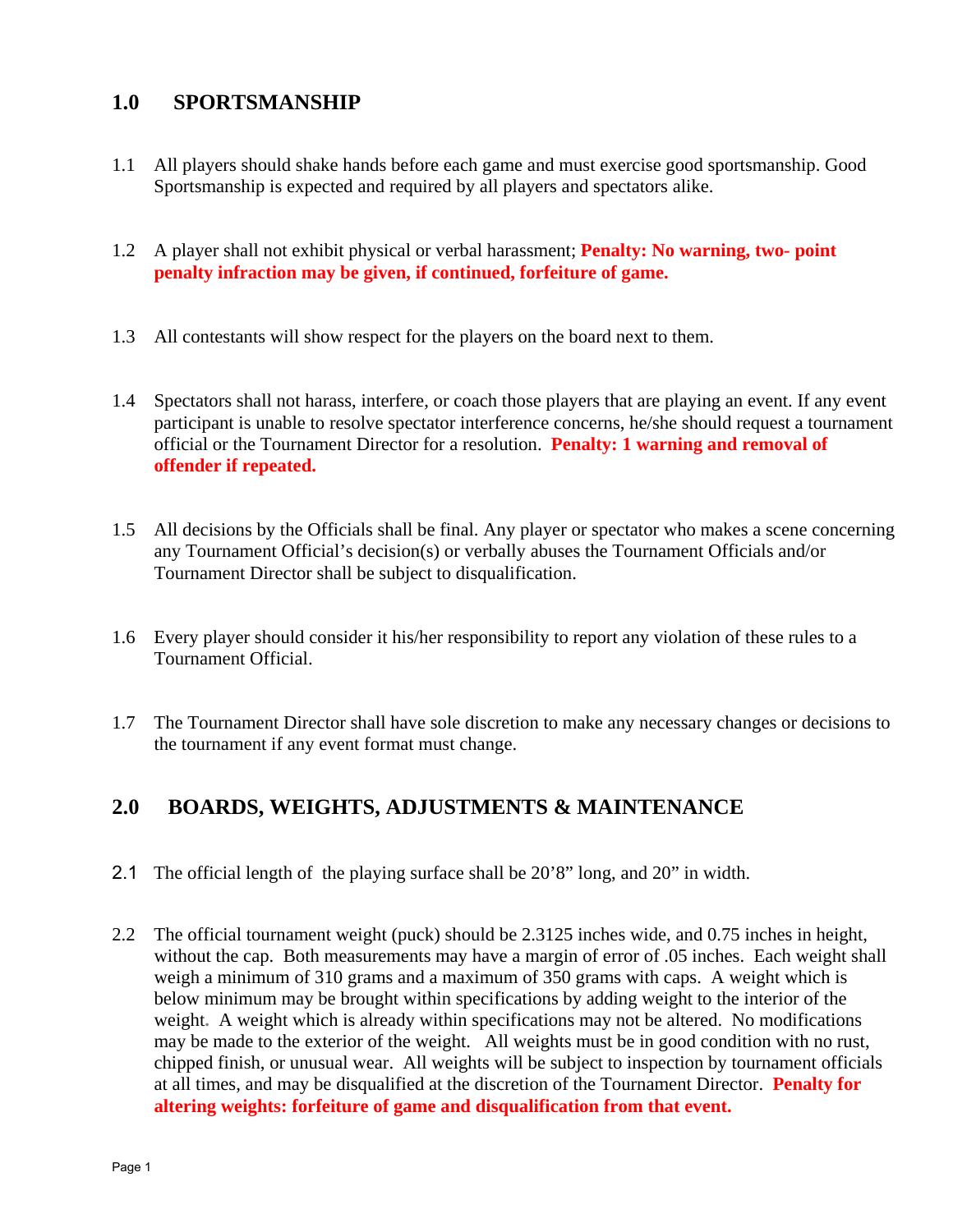## 1.0 SPORTSMANSHIP

1.1 All players should shake hands before each game and must exercise good sportsmanship. Good Sportsmanship is expected and required by all players and spectators alike.

1.2 A player shall not exhibit physical or verbal harassment; **Penalty: No warning, two- point penalty infraction may be given, if continued, forfeiture of game.**

1.3 All contestants will show respect for the players on the board next to them.

1.4 Spectators shall not harass, interfere, or coach those players that are playing an event. If any event participant is unable to resolve spectator interference concerns, he/she should request a tournament official or the Tournament Director for a resolution. **Penalty: 1 warning and removal of offender if repeated.**

1.5 All decisions by the Officials shall be final. Any player or spectator who makes a scene concerning any Tournament Official's decision(s) or verbally abuses the Tournament Officials and/or Tournament Director shall be subject to disqualification.

1.6 Every player should consider it his/her responsibility to report any violation of these rules to a Tournament Official.

1.7 The Tournament Director shall have sole discretion to make any necessary changes or decisions to the tournament if any event format must change.

## 2.0 BOARDS, WEIGHTS, ADJUSTMENTS & MAINTENANCE

2.1 The official length of the playing surface shall be 20'8" long, and 20" in width.

2.2 The official tournament weight (puck) should be 2.3125 inches wide, and 0.75 inches in height, without the cap. Both measurements may have a margin of error of .05 inches. Each weight shall weigh a minimum of 310 grams and a maximum of 350 grams with caps. A weight which is below minimum may be brought within specifications by adding weight to the interior of the weight. A weight which is already within specifications may not be altered. No modifications may be made to the exterior of the weight. All weights must be in good condition with no rust, chipped finish, or unusual wear. All weights will be subject to inspection by tournament officials at all times, and may be disqualified at the discretion of the Tournament Director. **Penalty for altering weights: forfeiture of game and disqualification from that event.**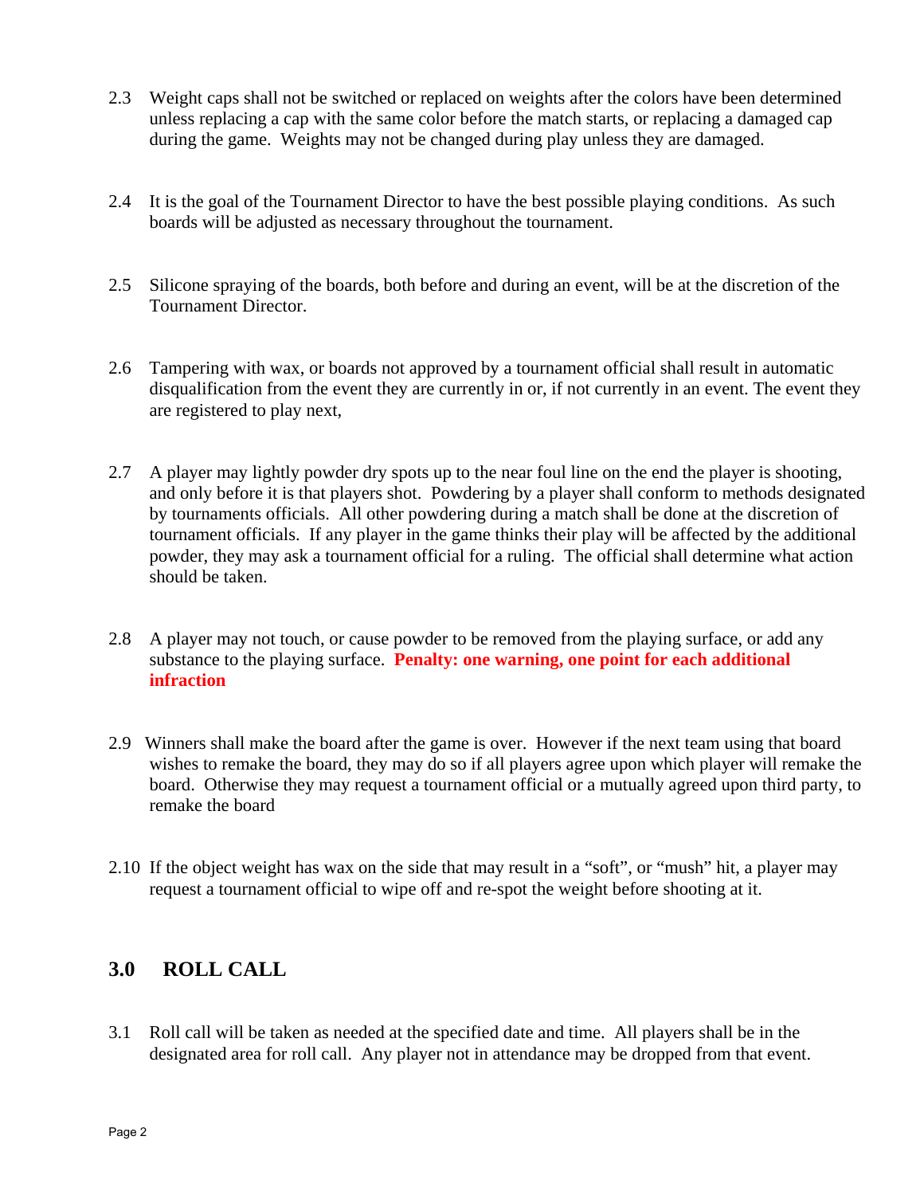2.3 Weight caps shall not be switched or replaced on weights after the colors have been determined unless replacing a cap with the same color before the match starts, or replacing a damaged cap during the game. Weights may not be changed during play unless they are damaged.

2.4 It is the goal of the Tournament Director to have the best possible playing conditions. As such boards will be adjusted as necessary throughout the tournament.

2.5 Silicone spraying of the boards, both before and during an event, will be at the discretion of the Tournament Director.

2.6 Tampering with wax, or boards not approved by a tournament official shall result in automatic disqualification from the event they are currently in or, if not currently in an event. The event they are registered to play next,

2.7 A player may lightly powder dry spots up to the near foul line on the end the player is shooting, and only before it is that players shot. Powdering by a player shall conform to methods designated by tournaments officials. All other powdering during a match shall be done at the discretion of tournament officials. If any player in the game thinks their play will be affected by the additional powder, they may ask a tournament official for a ruling. The official shall determine what action should be taken.

2.8 A player may not touch, or cause powder to be removed from the playing surface, or add any substance to the playing surface. **Penalty: one warning, one point for each additional infraction**

2.9 Winners shall make the board after the game is over. However if the next team using that board wishes to remake the board, they may do so if all players agree upon which player will remake the board. Otherwise they may request a tournament official or a mutually agreed upon third party, to remake the board

2.10 If the object weight has wax on the side that may result in a "soft", or "mush" hit, a player may request a tournament official to wipe off and re-spot the weight before shooting at it.

## 3.0 ROLL CALL

3.1 Roll call will be taken as needed at the specified date and time. All players shall be in the designated area for roll call. Any player not in attendance may be dropped from that event.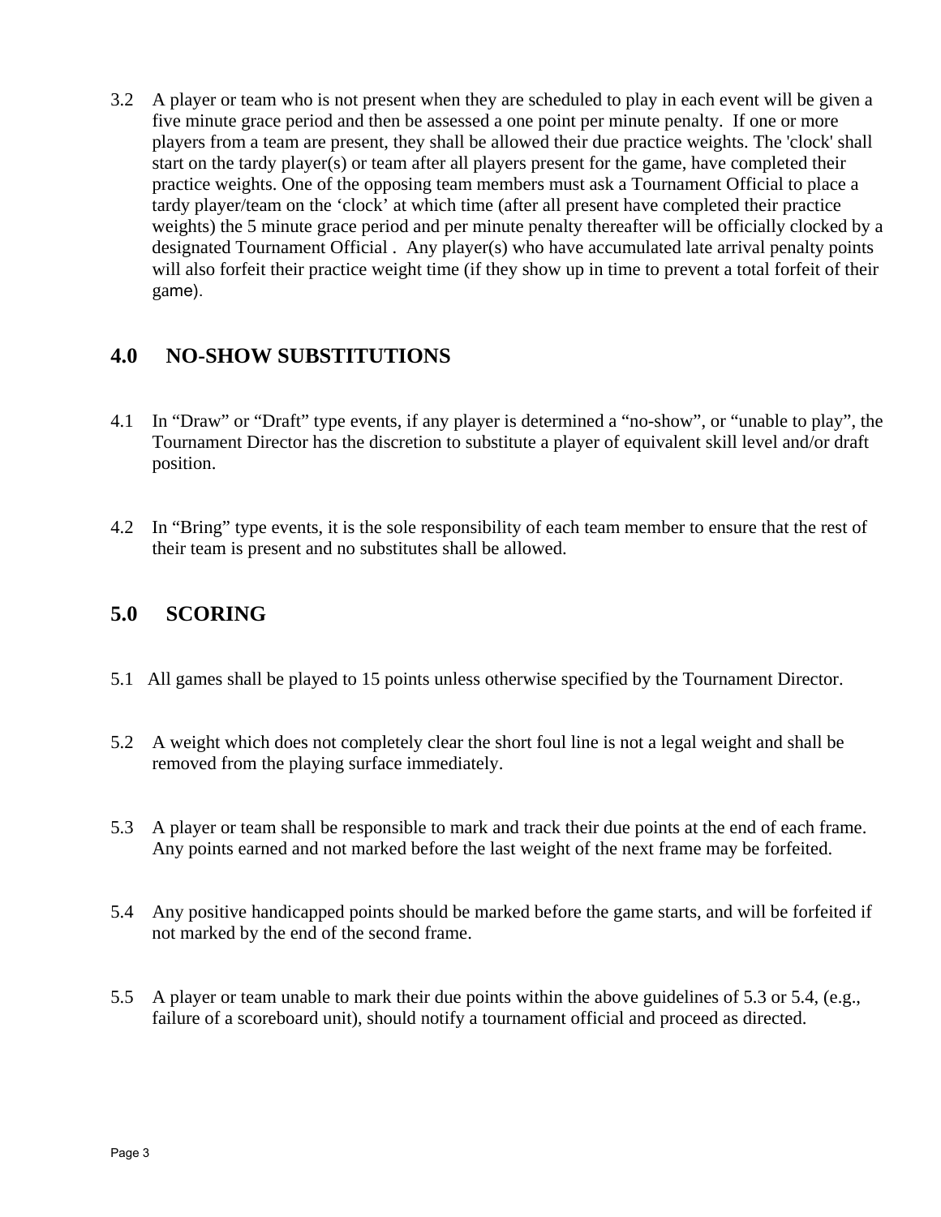3.2 A player or team who is not present when they are scheduled to play in each event will be given a five minute grace period and then be assessed a one point per minute penalty. If one or more players from a team are present, they shall be allowed their due practice weights. The 'clock' shall start on the tardy player(s) or team after all players present for the game, have completed their practice weights. One of the opposing team members must ask a Tournament Official to place a tardy player/team on the 'clock' at which time (after all present have completed their practice weights) the 5 minute grace period and per minute penalty thereafter will be officially clocked by a designated Tournament Official . Any player(s) who have accumulated late arrival penalty points will also forfeit their practice weight time (if they show up in time to prevent a total forfeit of their game).

## 4.0 NO-SHOW SUBSTITUTIONS

4.1 In "Draw" or "Draft" type events, if any player is determined a "no-show", or "unable to play", the Tournament Director has the discretion to substitute a player of equivalent skill level and/or draft position.

4.2 In "Bring" type events, it is the sole responsibility of each team member to ensure that the rest of their team is present and no substitutes shall be allowed.

## 5.0 SCORING

5.1 All games shall be played to 15 points unless otherwise specified by the Tournament Director.

5.2 A weight which does not completely clear the short foul line is not a legal weight and shall be removed from the playing surface immediately.

5.3 A player or team shall be responsible to mark and track their due points at the end of each frame. Any points earned and not marked before the last weight of the next frame may be forfeited.

5.4 Any positive handicapped points should be marked before the game starts, and will be forfeited if not marked by the end of the second frame.

5.5 A player or team unable to mark their due points within the above guidelines of 5.3 or 5.4, (e.g., failure of a scoreboard unit), should notify a tournament official and proceed as directed.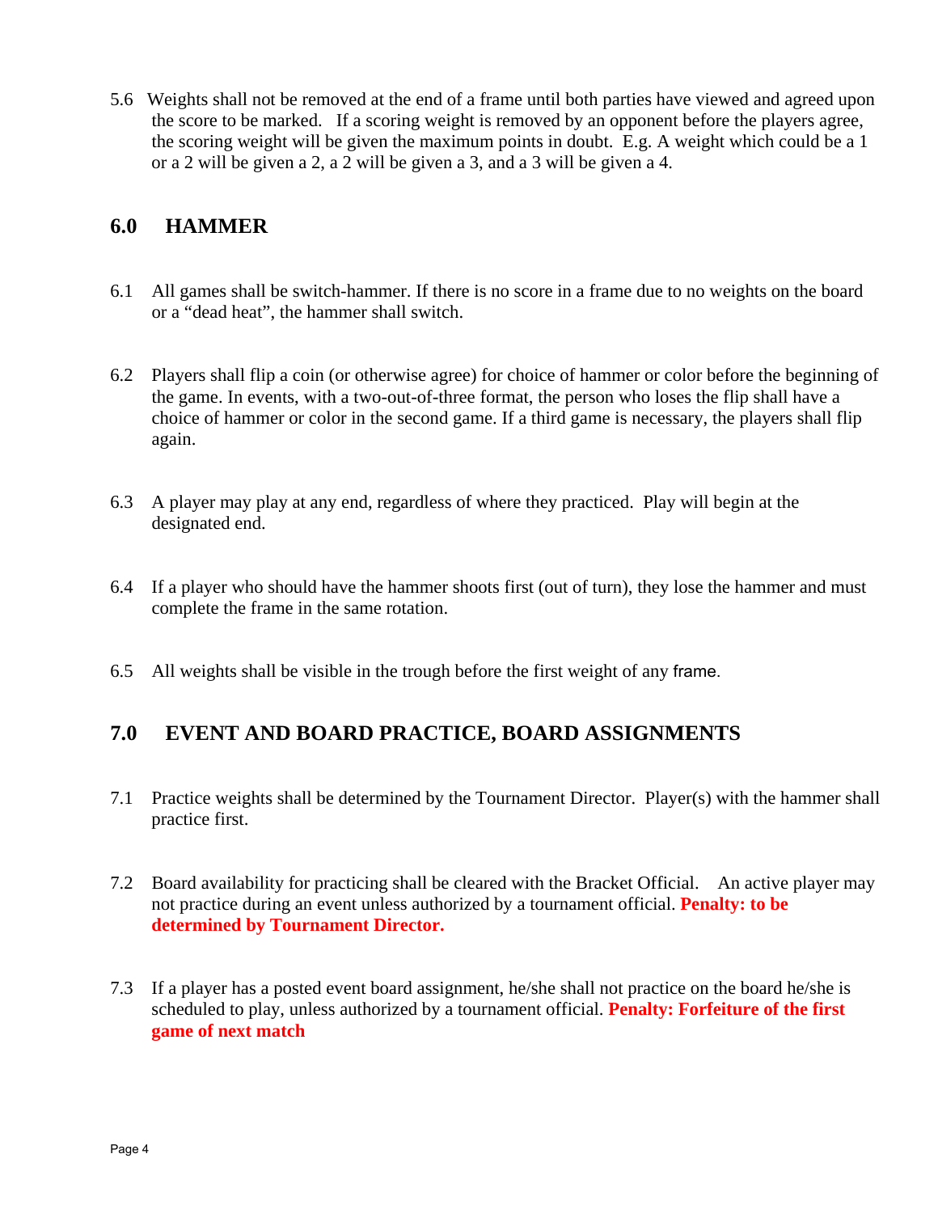5.6 Weights shall not be removed at the end of a frame until both parties have viewed and agreed upon the score to be marked. If a scoring weight is removed by an opponent before the players agree, the scoring weight will be given the maximum points in doubt. E.g. A weight which could be a 1 or a 2 will be given a 2, a 2 will be given a 3, and a 3 will be given a 4.

## 6.0 HAMMER

6.1 All games shall be switch-hammer. If there is no score in a frame due to no weights on the board or a "dead heat", the hammer shall switch.

6.2 Players shall flip a coin (or otherwise agree) for choice of hammer or color before the beginning of the game. In events, with a two-out-of-three format, the person who loses the flip shall have a choice of hammer or color in the second game. If a third game is necessary, the players shall flip again.

6.3 A player may play at any end, regardless of where they practiced. Play will begin at the designated end.

6.4 If a player who should have the hammer shoots first (out of turn), they lose the hammer and must complete the frame in the same rotation.

6.5 All weights shall be visible in the trough before the first weight of any frame.

## 7.0 EVENT AND BOARD PRACTICE, BOARD ASSIGNMENTS

7.1 Practice weights shall be determined by the Tournament Director. Player(s) with the hammer shall practice first.

7.2 Board availability for practicing shall be cleared with the Bracket Official. An active player may not practice during an event unless authorized by a tournament official. **Penalty: to be determined by Tournament Director.**

7.3 If a player has a posted event board assignment, he/she shall not practice on the board he/she is scheduled to play, unless authorized by a tournament official. **Penalty: Forfeiture of the first game of next match**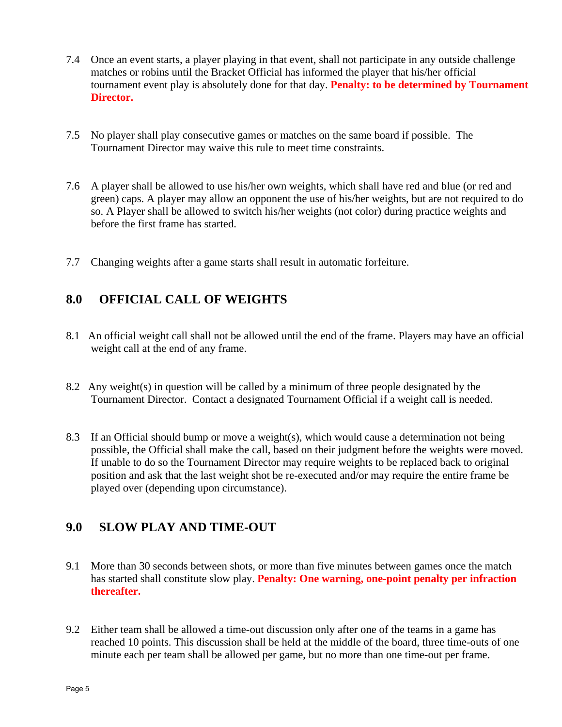7.4 Once an event starts, a player playing in that event, shall not participate in any outside challenge matches or robins until the Bracket Official has informed the player that his/her official tournament event play is absolutely done for that day. **Penalty: to be determined by Tournament Director.**

7.5 No player shall play consecutive games or matches on the same board if possible. The Tournament Director may waive this rule to meet time constraints.

7.6 A player shall be allowed to use his/her own weights, which shall have red and blue (or red and green) caps. A player may allow an opponent the use of his/her weights, but are not required to do so. A Player shall be allowed to switch his/her weights (not color) during practice weights and before the first frame has started.

7.7 Changing weights after a game starts shall result in automatic forfeiture.

## 8.0 OFFICIAL CALL OF WEIGHTS

8.1 An official weight call shall not be allowed until the end of the frame. Players may have an official weight call at the end of any frame.

8.2 Any weight(s) in question will be called by a minimum of three people designated by the Tournament Director. Contact a designated Tournament Official if a weight call is needed.

8.3 If an Official should bump or move a weight(s), which would cause a determination not being possible, the Official shall make the call, based on their judgment before the weights were moved. If unable to do so the Tournament Director may require weights to be replaced back to original position and ask that the last weight shot be re-executed and/or may require the entire frame be played over (depending upon circumstance).

## 9.0 SLOW PLAY AND TIME-OUT

9.1 More than 30 seconds between shots, or more than five minutes between games once the match has started shall constitute slow play. **Penalty: One warning, one-point penalty per infraction thereafter.**

9.2 Either team shall be allowed a time-out discussion only after one of the teams in a game has reached 10 points. This discussion shall be held at the middle of the board, three time-outs of one minute each per team shall be allowed per game, but no more than one time-out per frame.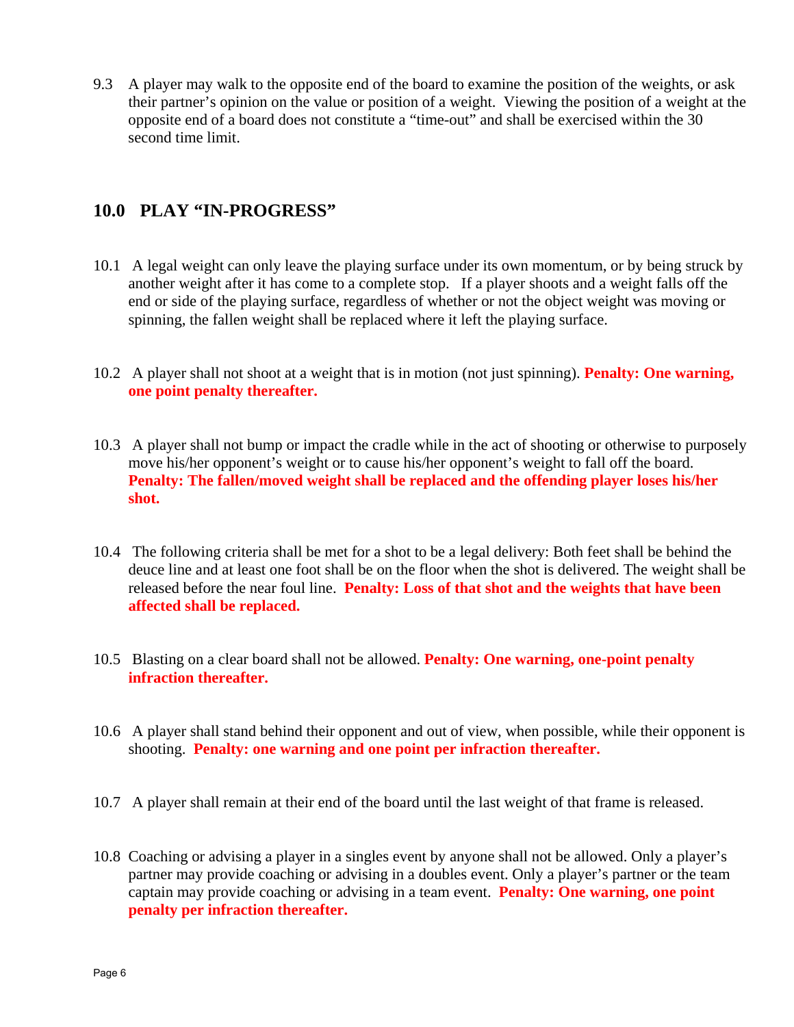9.3 A player may walk to the opposite end of the board to examine the position of the weights, or ask their partner's opinion on the value or position of a weight. Viewing the position of a weight at the opposite end of a board does not constitute a "time-out" and shall be exercised within the 30 second time limit.

## 10.0 PLAY "IN-PROGRESS"

10.1 A legal weight can only leave the playing surface under its own momentum, or by being struck by another weight after it has come to a complete stop. If a player shoots and a weight falls off the end or side of the playing surface, regardless of whether or not the object weight was moving or spinning, the fallen weight shall be replaced where it left the playing surface.

10.2 A player shall not shoot at a weight that is in motion (not just spinning). **Penalty: One warning, one point penalty thereafter.**

10.3 A player shall not bump or impact the cradle while in the act of shooting or otherwise to purposely move his/her opponent's weight or to cause his/her opponent's weight to fall off the board. **Penalty: The fallen/moved weight shall be replaced and the offending player loses his/her shot.**

10.4 The following criteria shall be met for a shot to be a legal delivery: Both feet shall be behind the deuce line and at least one foot shall be on the floor when the shot is delivered. The weight shall be released before the near foul line. **Penalty: Loss of that shot and the weights that have been affected shall be replaced.**

10.5 Blasting on a clear board shall not be allowed. **Penalty: One warning, one-point penalty infraction thereafter.**

10.6 A player shall stand behind their opponent and out of view, when possible, while their opponent is shooting. **Penalty: one warning and one point per infraction thereafter.**

10.7 A player shall remain at their end of the board until the last weight of that frame is released.

10.8 Coaching or advising a player in a singles event by anyone shall not be allowed. Only a player's partner may provide coaching or advising in a doubles event. Only a player's partner or the team captain may provide coaching or advising in a team event. **Penalty: One warning, one point penalty per infraction thereafter.**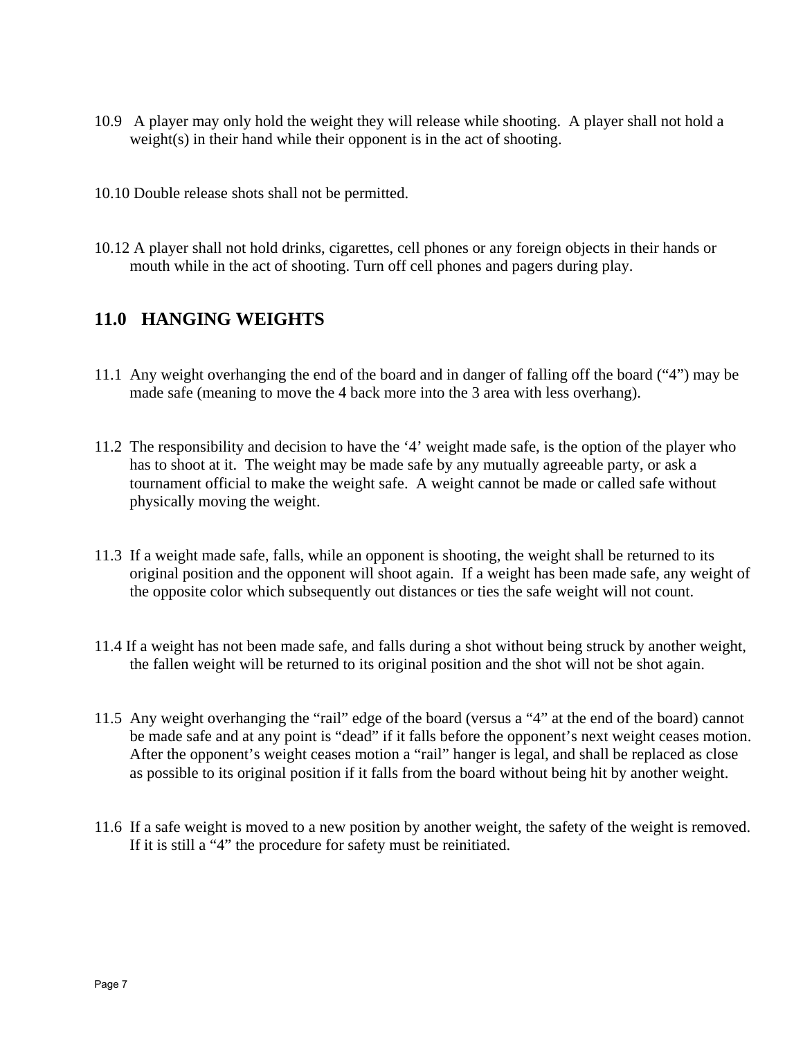10.9 A player may only hold the weight they will release while shooting. A player shall not hold a weight(s) in their hand while their opponent is in the act of shooting.

10.10 Double release shots shall not be permitted.

10.12 A player shall not hold drinks, cigarettes, cell phones or any foreign objects in their hands or mouth while in the act of shooting. Turn off cell phones and pagers during play.

## 11.0 HANGING WEIGHTS

11.1 Any weight overhanging the end of the board and in danger of falling off the board ("4") may be made safe (meaning to move the 4 back more into the 3 area with less overhang).

11.2 The responsibility and decision to have the '4' weight made safe, is the option of the player who has to shoot at it. The weight may be made safe by any mutually agreeable party, or ask a tournament official to make the weight safe. A weight cannot be made or called safe without physically moving the weight.

11.3 If a weight made safe, falls, while an opponent is shooting, the weight shall be returned to its original position and the opponent will shoot again. If a weight has been made safe, any weight of the opposite color which subsequently out distances or ties the safe weight will not count.

11.4 If a weight has not been made safe, and falls during a shot without being struck by another weight, the fallen weight will be returned to its original position and the shot will not be shot again.

11.5 Any weight overhanging the "rail" edge of the board (versus a "4" at the end of the board) cannot be made safe and at any point is "dead" if it falls before the opponent's next weight ceases motion. After the opponent's weight ceases motion a "rail" hanger is legal, and shall be replaced as close as possible to its original position if it falls from the board without being hit by another weight.

11.6 If a safe weight is moved to a new position by another weight, the safety of the weight is removed. If it is still a "4" the procedure for safety must be reinitiated.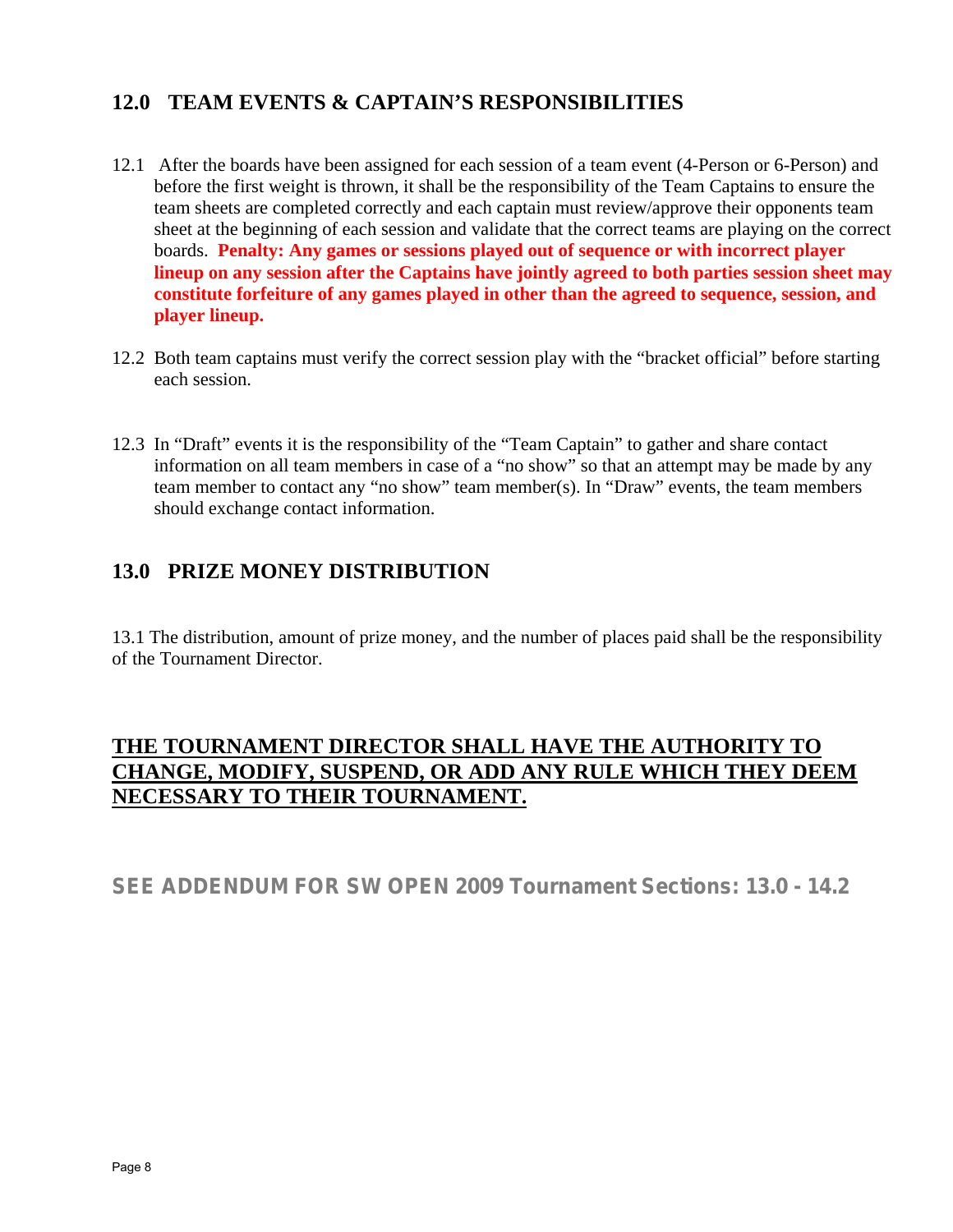## 12.0 TEAM EVENTS & CAPTAIN'S RESPONSIBILITIES

12.1 After the boards have been assigned for each session of a team event (4-Person or 6-Person) and before the first weight is thrown, it shall be the responsibility of the Team Captains to ensure the team sheets are completed correctly and each captain must review/approve their opponents team sheet at the beginning of each session and validate that the correct teams are playing on the correct boards. **Penalty: Any games or sessions played out of sequence or with incorrect player lineup on any session after the Captains have jointly agreed to both parties session sheet may constitute forfeiture of any games played in other than the agreed to sequence, session, and player lineup.**

12.2 Both team captains must verify the correct session play with the "bracket official" before starting each session.

12.3 In "Draft" events it is the responsibility of the "Team Captain" to gather and share contact information on all team members in case of a "no show" so that an attempt may be made by any team member to contact any "no show" team member(s). In "Draw" events, the team members should exchange contact information.

## 13.0 PRIZE MONEY DISTRIBUTION

13.1 The distribution, amount of prize money, and the number of places paid shall be the responsibility of the Tournament Director.

**THE TOURNAMENT DIRECTOR SHALL HAVE THE AUTHORITY TO CHANGE, MODIFY, SUSPEND, OR ADD ANY RULE WHICH THEY DEEM NECESSARY TO THEIR TOURNAMENT.**

**SEE ADDENDUM FOR SW OPEN 2009 Tournament Sections: 13.0 - 14.2**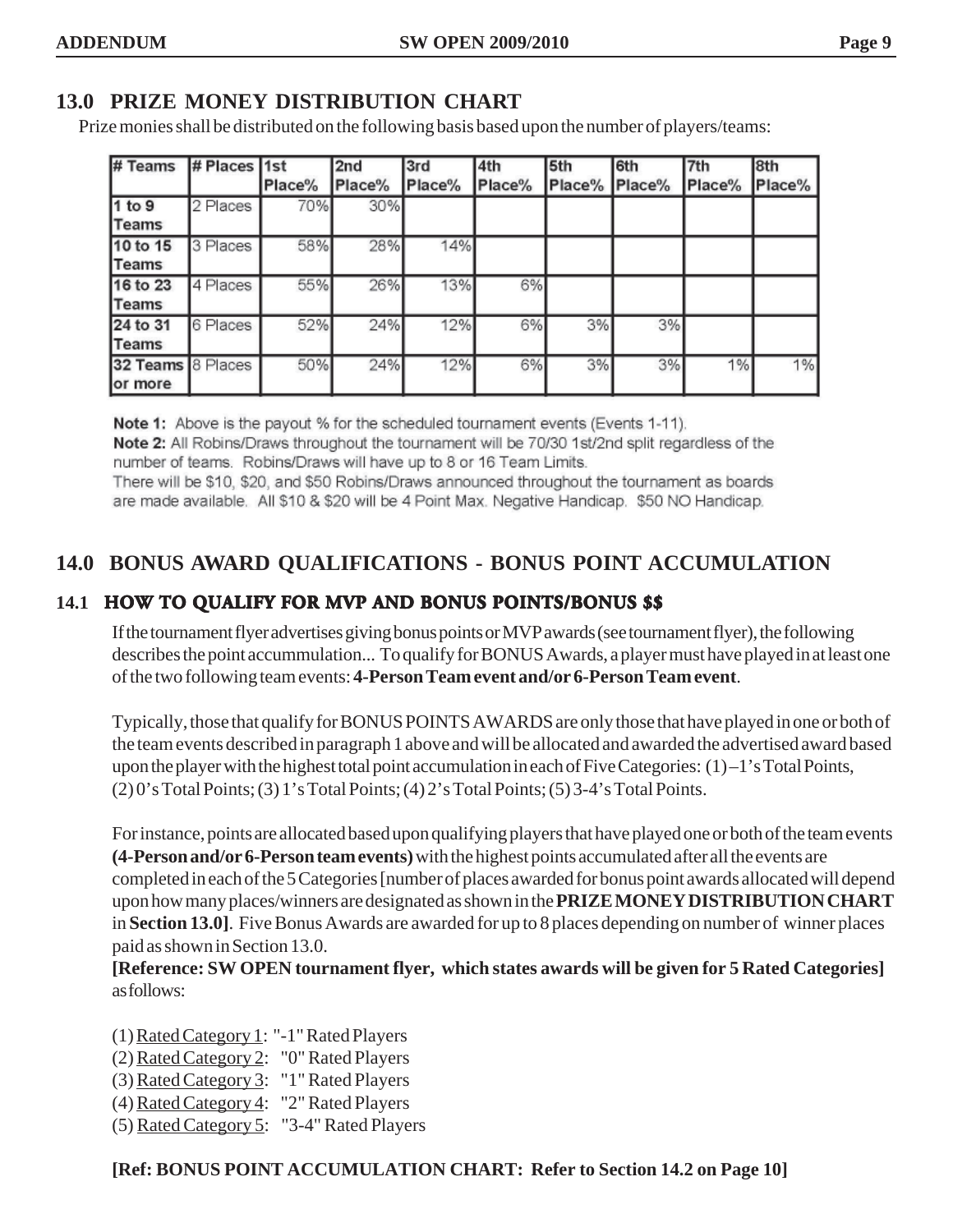## 13.0 PRIZE MONEY DISTRIBUTION CHART

Prize monies shall be distributed on the following basis based upon the number of players/teams:

| # Teams | # Places | 1st Place% | 2nd Place% | 3rd Place% | 4th Place% | 5th Place% | 6th Place% | 7th Place% | 8th Place% |
|---|---|---|---|---|---|---|---|---|---|
| 1 to 9 Teams | 2 Places | 70% | 30% | | | | | | |
| 10 to 15 Teams | 3 Places | 58% | 28% | 14% | | | | | |
| 16 to 23 Teams | 4 Places | 55% | 26% | 13% | 6% | | | | |
| 24 to 31 Teams | 6 Places | 52% | 24% | 12% | 6% | 3% | 3% | | |
| 32 Teams or more | 8 Places | 50% | 24% | 12% | 6% | 3% | 3% | 1% | 1% |

**Note 1:** Above is the payout % for the scheduled tournament events (Events 1-11).
**Note 2:** All Robins/Draws throughout the tournament will be 70/30 1st/2nd split regardless of the number of teams. Robins/Draws will have up to 8 or 16 Team Limits.
There will be $10, $20, and $50 Robins/Draws announced throughout the tournament as boards are made available. All $10 & $20 will be 4 Point Max. Negative Handicap. $50 NO Handicap.

## 14.0 BONUS AWARD QUALIFICATIONS - BONUS POINT ACCUMULATION

### 14.1 HOW TO QUALIFY FOR MVP AND BONUS POINTS/BONUS $$

If the tournament flyer advertises giving bonus points or MVP awards (see tournament flyer), the following describes the point accummulation... To qualify for BONUS Awards, a player must have played in at least one of the two following team events: **4-Person Team event and/or 6-Person Team event**.

Typically, those that qualify for BONUS POINTS AWARDS are only those that have played in one or both of the team events described in paragraph 1 above and will be allocated and awarded the advertised award based upon the player with the highest total point accumulation in each of Five Categories: (1) –1's Total Points, (2) 0's Total Points; (3) 1's Total Points; (4) 2's Total Points; (5) 3-4's Total Points.

For instance, points are allocated based upon qualifying players that have played one or both of the team events **(4-Person and/or 6-Person team events)** with the highest points accumulated after all the events are completed in each of the 5 Categories [number of places awarded for bonus point awards allocated will depend upon how many places/winners are designated as shown in the **PRIZE MONEY DISTRIBUTION CHART** in **Section 13.0]**. Five Bonus Awards are awarded for up to 8 places depending on number of winner places paid as shown in Section 13.0.
**[Reference: SW OPEN tournament flyer, which states awards will be given for 5 Rated Categories]** as follows:

(1) Rated Category 1: "-1" Rated Players
(2) Rated Category 2: "0" Rated Players
(3) Rated Category 3: "1" Rated Players
(4) Rated Category 4: "2" Rated Players
(5) Rated Category 5: "3-4" Rated Players

**[Ref: BONUS POINT ACCUMULATION CHART: Refer to Section 14.2 on Page 10]**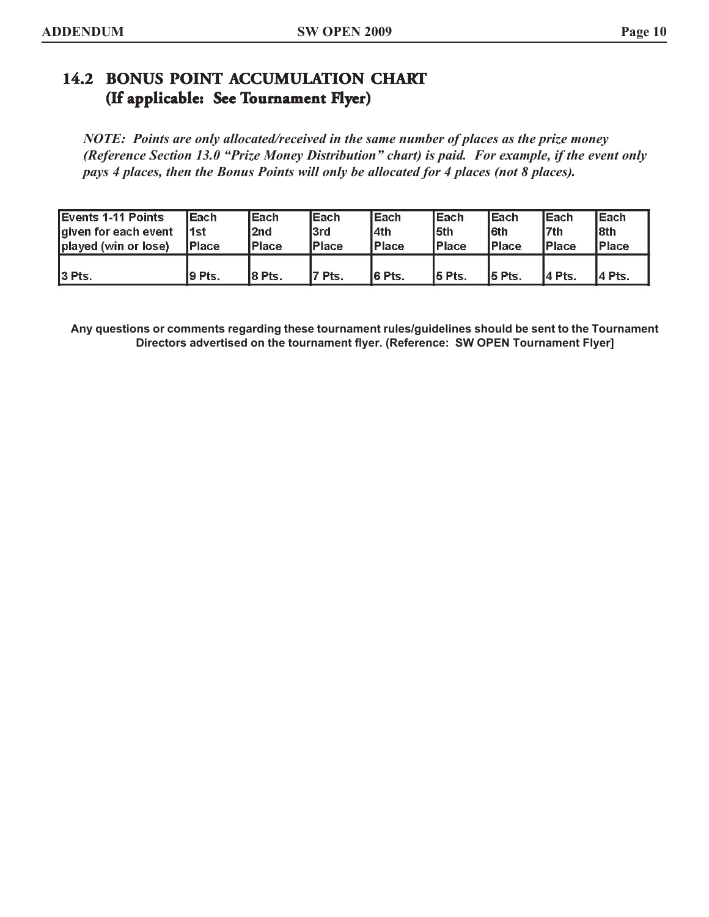## 14.2 BONUS POINT ACCUMULATION CHART (If applicable: See Tournament Flyer)

***NOTE: Points are only allocated/received in the same number of places as the prize money (Reference Section 13.0 "Prize Money Distribution" chart) is paid. For example, if the event only pays 4 places, then the Bonus Points will only be allocated for 4 places (not 8 places).***

| Events 1-11 Points given for each event played (win or lose) | Each 1st Place | Each 2nd Place | Each 3rd Place | Each 4th Place | Each 5th Place | Each 6th Place | Each 7th Place | Each 8th Place |
|---|---|---|---|---|---|---|---|---|
| 3 Pts. | 9 Pts. | 8 Pts. | 7 Pts. | 6 Pts. | 5 Pts. | 5 Pts. | 4 Pts. | 4 Pts. |

**Any questions or comments regarding these tournament rules/guidelines should be sent to the Tournament Directors advertised on the tournament flyer. (Reference: SW OPEN Tournament Flyer]**